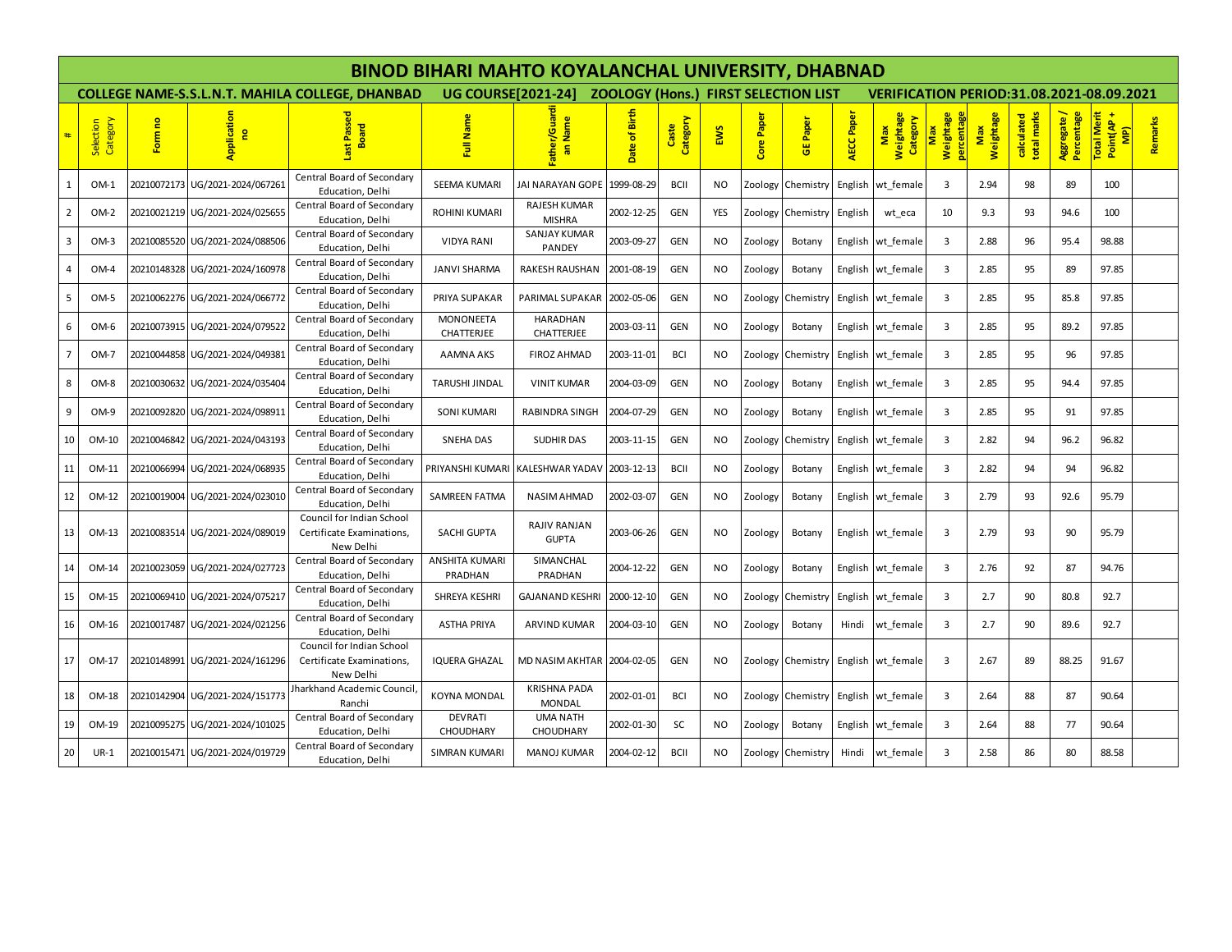# BINOD BIHARI MAHTO KOYALANCHAL UNIVERSITY, DHABNAD

**COLLEGE NAME-S.S.L.N.T. MAHILA COLLEGE, DHANBAD  UG COURSE[2021-24]  ZOOLOGY (Hons.) FIRST SELECTION LIST  VERIFICATION PERIOD:31.08.2021-08.09.2021**

| # | Selection Category | Form no | Application no | Last Passed Board | Full Name | Father/Guardian Name | Date of Birth | Caste Category | EWS | Core Paper | GE Paper | AECC Paper | Max Weightage Category | Max Weightage percentage | Max Weightage | calculated total marks | Aggregate / Percentage | Total Merit Point(AP + MP) | Remarks |
|---|---|---|---|---|---|---|---|---|---|---|---|---|---|---|---|---|---|---|---|
| 1 | OM-1 | 20210072173 | UG/2021-2024/067261 | Central Board of Secondary Education, Delhi | SEEMA KUMARI | JAI NARAYAN GOPE | 1999-08-29 | BCII | NO | Zoology | Chemistry | English | wt_female | 3 | 2.94 | 98 | 89 | 100 | |
| 2 | OM-2 | 20210021219 | UG/2021-2024/025655 | Central Board of Secondary Education, Delhi | ROHINI KUMARI | RAJESH KUMAR MISHRA | 2002-12-25 | GEN | YES | Zoology | Chemistry | English | wt_eca | 10 | 9.3 | 93 | 94.6 | 100 | |
| 3 | OM-3 | 20210085520 | UG/2021-2024/088506 | Central Board of Secondary Education, Delhi | VIDYA RANI | SANJAY KUMAR PANDEY | 2003-09-27 | GEN | NO | Zoology | Botany | English | wt_female | 3 | 2.88 | 96 | 95.4 | 98.88 | |
| 4 | OM-4 | 20210148328 | UG/2021-2024/160978 | Central Board of Secondary Education, Delhi | JANVI SHARMA | RAKESH RAUSHAN | 2001-08-19 | GEN | NO | Zoology | Botany | English | wt_female | 3 | 2.85 | 95 | 89 | 97.85 | |
| 5 | OM-5 | 20210062276 | UG/2021-2024/066772 | Central Board of Secondary Education, Delhi | PRIYA SUPAKAR | PARIMAL SUPAKAR | 2002-05-06 | GEN | NO | Zoology | Chemistry | English | wt_female | 3 | 2.85 | 95 | 85.8 | 97.85 | |
| 6 | OM-6 | 20210073915 | UG/2021-2024/079522 | Central Board of Secondary Education, Delhi | MONONEETA CHATTERJEE | HARADHAN CHATTERJEE | 2003-03-11 | GEN | NO | Zoology | Botany | English | wt_female | 3 | 2.85 | 95 | 89.2 | 97.85 | |
| 7 | OM-7 | 20210044858 | UG/2021-2024/049381 | Central Board of Secondary Education, Delhi | AAMNA AKS | FIROZ AHMAD | 2003-11-01 | BCI | NO | Zoology | Chemistry | English | wt_female | 3 | 2.85 | 95 | 96 | 97.85 | |
| 8 | OM-8 | 20210030632 | UG/2021-2024/035404 | Central Board of Secondary Education, Delhi | TARUSHI JINDAL | VINIT KUMAR | 2004-03-09 | GEN | NO | Zoology | Botany | English | wt_female | 3 | 2.85 | 95 | 94.4 | 97.85 | |
| 9 | OM-9 | 20210092820 | UG/2021-2024/098911 | Central Board of Secondary Education, Delhi | SONI KUMARI | RABINDRA SINGH | 2004-07-29 | GEN | NO | Zoology | Botany | English | wt_female | 3 | 2.85 | 95 | 91 | 97.85 | |
| 10 | OM-10 | 20210046842 | UG/2021-2024/043193 | Central Board of Secondary Education, Delhi | SNEHA DAS | SUDHIR DAS | 2003-11-15 | GEN | NO | Zoology | Chemistry | English | wt_female | 3 | 2.82 | 94 | 96.2 | 96.82 | |
| 11 | OM-11 | 20210066994 | UG/2021-2024/068935 | Central Board of Secondary Education, Delhi | PRIYANSHI KUMARI | KALESHWAR YADAV | 2003-12-13 | BCII | NO | Zoology | Botany | English | wt_female | 3 | 2.82 | 94 | 94 | 96.82 | |
| 12 | OM-12 | 20210019004 | UG/2021-2024/023010 | Central Board of Secondary Education, Delhi | SAMREEN FATMA | NASIM AHMAD | 2002-03-07 | GEN | NO | Zoology | Botany | English | wt_female | 3 | 2.79 | 93 | 92.6 | 95.79 | |
| 13 | OM-13 | 20210083514 | UG/2021-2024/089019 | Council for Indian School Certificate Examinations, New Delhi | SACHI GUPTA | RAJIV RANJAN GUPTA | 2003-06-26 | GEN | NO | Zoology | Botany | English | wt_female | 3 | 2.79 | 93 | 90 | 95.79 | |
| 14 | OM-14 | 20210023059 | UG/2021-2024/027723 | Central Board of Secondary Education, Delhi | ANSHITA KUMARI PRADHAN | SIMANCHAL PRADHAN | 2004-12-22 | GEN | NO | Zoology | Botany | English | wt_female | 3 | 2.76 | 92 | 87 | 94.76 | |
| 15 | OM-15 | 20210069410 | UG/2021-2024/075217 | Central Board of Secondary Education, Delhi | SHREYA KESHRI | GAJANAND KESHRI | 2000-12-10 | GEN | NO | Zoology | Chemistry | English | wt_female | 3 | 2.7 | 90 | 80.8 | 92.7 | |
| 16 | OM-16 | 20210017487 | UG/2021-2024/021256 | Central Board of Secondary Education, Delhi | ASTHA PRIYA | ARVIND KUMAR | 2004-03-10 | GEN | NO | Zoology | Botany | Hindi | wt_female | 3 | 2.7 | 90 | 89.6 | 92.7 | |
| 17 | OM-17 | 20210148991 | UG/2021-2024/161296 | Council for Indian School Certificate Examinations, New Delhi | IQUERA GHAZAL | MD NASIM AKHTAR | 2004-02-05 | GEN | NO | Zoology | Chemistry | English | wt_female | 3 | 2.67 | 89 | 88.25 | 91.67 | |
| 18 | OM-18 | 20210142904 | UG/2021-2024/151773 | Jharkhand Academic Council, Ranchi | KOYNA MONDAL | KRISHNA PADA MONDAL | 2002-01-01 | BCI | NO | Zoology | Chemistry | English | wt_female | 3 | 2.64 | 88 | 87 | 90.64 | |
| 19 | OM-19 | 20210095275 | UG/2021-2024/101025 | Central Board of Secondary Education, Delhi | DEVRATI CHOUDHARY | UMA NATH CHOUDHARY | 2002-01-30 | SC | NO | Zoology | Botany | English | wt_female | 3 | 2.64 | 88 | 77 | 90.64 | |
| 20 | UR-1 | 20210015471 | UG/2021-2024/019729 | Central Board of Secondary Education, Delhi | SIMRAN KUMARI | MANOJ KUMAR | 2004-02-12 | BCII | NO | Zoology | Chemistry | Hindi | wt_female | 3 | 2.58 | 86 | 80 | 88.58 | |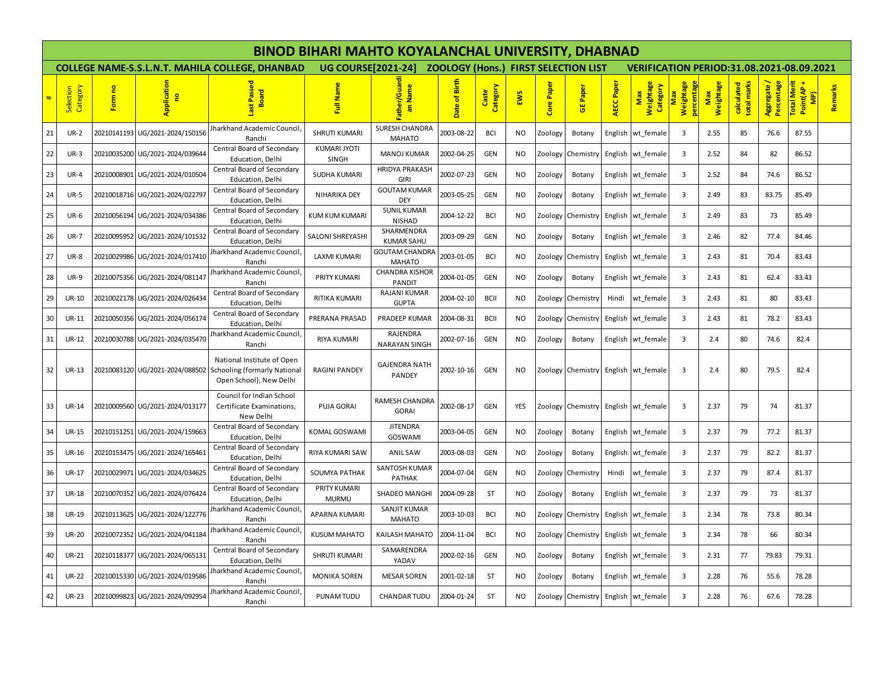# BINOD BIHARI MAHTO KOYALANCHAL UNIVERSITY, DHABNAD

**COLLEGE NAME-S.S.L.N.T. MAHILA COLLEGE, DHANBAD UG COURSE[2021-24] ZOOLOGY (Hons.) FIRST SELECTION LIST VERIFICATION PERIOD:31.08.2021-08.09.2021**

| # | Selection Category | Form no | Application no | Last Passed Board | Full Name | Father/Guardian Name | Date of Birth | Caste Category | EWS | Core Paper | GE Paper | AECC Paper | Max Weightage Category | Max Weightage percentage | Max Weightage | calculated total marks | Aggregate / Percentage | Total Merit Point(AP + MP) | Remarks |
|---|---|---|---|---|---|---|---|---|---|---|---|---|---|---|---|---|---|---|---|
| 21 | UR-2 | 20210141193 | UG/2021-2024/150156 | Jharkhand Academic Council, Ranchi | SHRUTI KUMARI | SURESH CHANDRA MAHATO | 2003-08-22 | BCI | NO | Zoology | Botany | English | wt_female | 3 | 2.55 | 85 | 76.6 | 87.55 | |
| 22 | UR-3 | 20210035200 | UG/2021-2024/039644 | Central Board of Secondary Education, Delhi | KUMARI JYOTI SINGH | MANOJ KUMAR | 2002-04-25 | GEN | NO | Zoology | Chemistry | English | wt_female | 3 | 2.52 | 84 | 82 | 86.52 | |
| 23 | UR-4 | 20210008901 | UG/2021-2024/010504 | Central Board of Secondary Education, Delhi | SUDHA KUMARI | HRIDYA PRAKASH GIRI | 2002-07-23 | GEN | NO | Zoology | Botany | English | wt_female | 3 | 2.52 | 84 | 74.6 | 86.52 | |
| 24 | UR-5 | 20210018716 | UG/2021-2024/022797 | Central Board of Secondary Education, Delhi | NIHARIKA DEY | GOUTAM KUMAR DEY | 2003-05-25 | GEN | NO | Zoology | Botany | English | wt_female | 3 | 2.49 | 83 | 83.75 | 85.49 | |
| 25 | UR-6 | 20210056194 | UG/2021-2024/034386 | Central Board of Secondary Education, Delhi | KUM KUM KUMARI | SUNIL KUMAR NISHAD | 2004-12-22 | BCI | NO | Zoology | Chemistry | English | wt_female | 3 | 2.49 | 83 | 73 | 85.49 | |
| 26 | UR-7 | 20210095952 | UG/2021-2024/101532 | Central Board of Secondary Education, Delhi | SALONI SHREYASHI | SHARMENDRA KUMAR SAHU | 2003-09-29 | GEN | NO | Zoology | Botany | English | wt_female | 3 | 2.46 | 82 | 77.4 | 84.46 | |
| 27 | UR-8 | 20210029986 | UG/2021-2024/017410 | Jharkhand Academic Council, Ranchi | LAXMI KUMARI | GOUTAM CHANDRA MAHATO | 2003-01-05 | BCI | NO | Zoology | Chemistry | English | wt_female | 3 | 2.43 | 81 | 70.4 | 83.43 | |
| 28 | UR-9 | 20210075356 | UG/2021-2024/081147 | Jharkhand Academic Council, Ranchi | PRITY KUMARI | CHANDRA KISHOR PANDIT | 2004-01-05 | GEN | NO | Zoology | Botany | English | wt_female | 3 | 2.43 | 81 | 62.4 | 83.43 | |
| 29 | UR-10 | 20210022178 | UG/2021-2024/026434 | Central Board of Secondary Education, Delhi | RITIKA KUMARI | RAJANI KUMAR GUPTA | 2004-02-10 | BCII | NO | Zoology | Chemistry | Hindi | wt_female | 3 | 2.43 | 81 | 80 | 83.43 | |
| 30 | UR-11 | 20210050356 | UG/2021-2024/056174 | Central Board of Secondary Education, Delhi | PRERANA PRASAD | PRADEEP KUMAR | 2004-08-31 | BCII | NO | Zoology | Chemistry | English | wt_female | 3 | 2.43 | 81 | 78.2 | 83.43 | |
| 31 | UR-12 | 20210030788 | UG/2021-2024/035470 | Jharkhand Academic Council, Ranchi | RIYA KUMARI | RAJENDRA NARAYAN SINGH | 2002-07-16 | GEN | NO | Zoology | Botany | English | wt_female | 3 | 2.4 | 80 | 74.6 | 82.4 | |
| 32 | UR-13 | 20210083120 | UG/2021-2024/088502 | National Institute of Open Schooling (formarly National Open School), New Delhi | RAGINI PANDEY | GAJENDRA NATH PANDEY | 2002-10-16 | GEN | NO | Zoology | Chemistry | English | wt_female | 3 | 2.4 | 80 | 79.5 | 82.4 | |
| 33 | UR-14 | 20210009560 | UG/2021-2024/013177 | Council for Indian School Certificate Examinations, New Delhi | PUJA GORAI | RAMESH CHANDRA GORAI | 2002-08-17 | GEN | YES | Zoology | Chemistry | English | wt_female | 3 | 2.37 | 79 | 74 | 81.37 | |
| 34 | UR-15 | 20210151251 | UG/2021-2024/159663 | Central Board of Secondary Education, Delhi | KOMAL GOSWAMI | JITENDRA GOSWAMI | 2003-04-05 | GEN | NO | Zoology | Botany | English | wt_female | 3 | 2.37 | 79 | 77.2 | 81.37 | |
| 35 | UR-16 | 20210153475 | UG/2021-2024/165461 | Central Board of Secondary Education, Delhi | RIYA KUMARI SAW | ANIL SAW | 2003-08-03 | GEN | NO | Zoology | Botany | English | wt_female | 3 | 2.37 | 79 | 82.2 | 81.37 | |
| 36 | UR-17 | 20210029971 | UG/2021-2024/034625 | Central Board of Secondary Education, Delhi | SOUMYA PATHAK | SANTOSH KUMAR PATHAK | 2004-07-04 | GEN | NO | Zoology | Chemistry | Hindi | wt_female | 3 | 2.37 | 79 | 87.4 | 81.37 | |
| 37 | UR-18 | 20210070352 | UG/2021-2024/076424 | Central Board of Secondary Education, Delhi | PRITY KUMARI MURMU | SHADEO MANGHI | 2004-09-28 | ST | NO | Zoology | Botany | English | wt_female | 3 | 2.37 | 79 | 73 | 81.37 | |
| 38 | UR-19 | 20210113625 | UG/2021-2024/122776 | Jharkhand Academic Council, Ranchi | APARNA KUMARI | SANJIT KUMAR MAHATO | 2003-10-03 | BCI | NO | Zoology | Chemistry | English | wt_female | 3 | 2.34 | 78 | 73.8 | 80.34 | |
| 39 | UR-20 | 20210072352 | UG/2021-2024/041184 | Jharkhand Academic Council, Ranchi | KUSUM MAHATO | KAILASH MAHATO | 2004-11-04 | BCI | NO | Zoology | Chemistry | English | wt_female | 3 | 2.34 | 78 | 66 | 80.34 | |
| 40 | UR-21 | 20210118377 | UG/2021-2024/065131 | Central Board of Secondary Education, Delhi | SHRUTI KUMARI | SAMARENDRA YADAV | 2002-02-16 | GEN | NO | Zoology | Botany | English | wt_female | 3 | 2.31 | 77 | 79.83 | 79.31 | |
| 41 | UR-22 | 20210015330 | UG/2021-2024/019586 | Jharkhand Academic Council, Ranchi | MONIKA SOREN | MESAR SOREN | 2001-02-18 | ST | NO | Zoology | Botany | English | wt_female | 3 | 2.28 | 76 | 55.6 | 78.28 | |
| 42 | UR-23 | 20210099823 | UG/2021-2024/092954 | Jharkhand Academic Council, Ranchi | PUNAM TUDU | CHANDAR TUDU | 2004-01-24 | ST | NO | Zoology | Chemistry | English | wt_female | 3 | 2.28 | 76 | 67.6 | 78.28 | |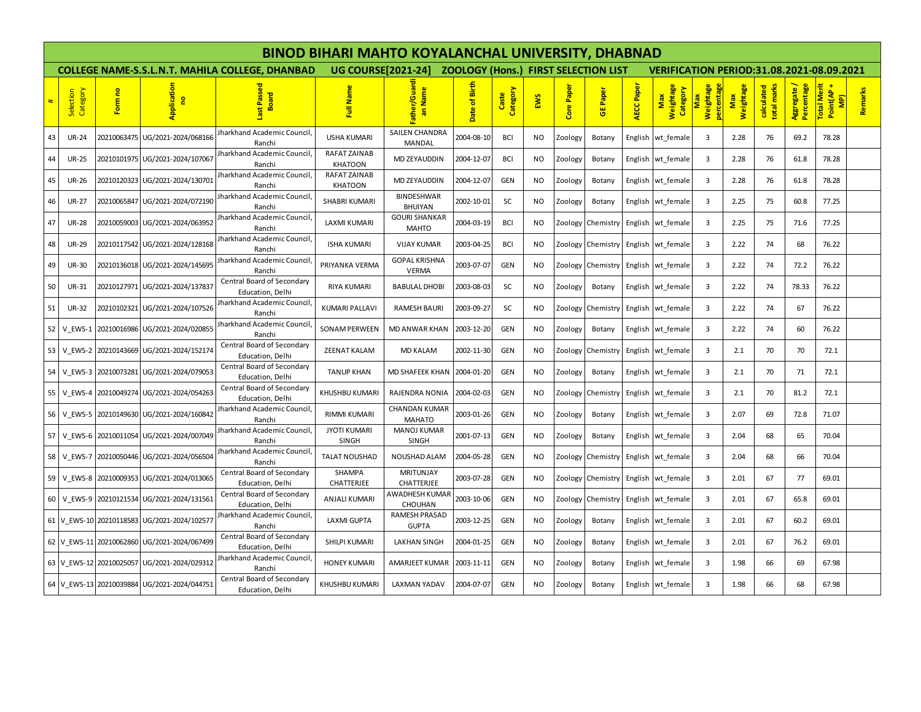# BINOD BIHARI MAHTO KOYALANCHAL UNIVERSITY, DHABNAD

## COLLEGE NAME-S.S.L.N.T. MAHILA COLLEGE, DHANBAD UG COURSE[2021-24] ZOOLOGY (Hons.) FIRST SELECTION LIST VERIFICATION PERIOD:31.08.2021-08.09.2021

| # | Selection Category | Form no | Application no | Last Passed Board | Full Name | Father/Guardian Name | Date of Birth | Caste Category | EWS | Core Paper | GE Paper | AECC Paper | Max Weightage Category | Max Weightage percentage | Max Weightage | calculated total marks | Aggregate / Percentage | Total Merit Point(AP + MP) | Remarks |
|---|---|---|---|---|---|---|---|---|---|---|---|---|---|---|---|---|---|---|---|
| 43 | UR-24 | 20210063475 | UG/2021-2024/068166 | Jharkhand Academic Council, Ranchi | USHA KUMARI | SAILEN CHANDRA MANDAL | 2004-08-10 | BCI | NO | Zoology | Botany | English | wt_female | 3 | 2.28 | 76 | 69.2 | 78.28 | |
| 44 | UR-25 | 20210101975 | UG/2021-2024/107067 | Jharkhand Academic Council, Ranchi | RAFAT ZAINAB KHATOON | MD ZEYAUDDIN | 2004-12-07 | BCI | NO | Zoology | Botany | English | wt_female | 3 | 2.28 | 76 | 61.8 | 78.28 | |
| 45 | UR-26 | 20210120323 | UG/2021-2024/130701 | Jharkhand Academic Council, Ranchi | RAFAT ZAINAB KHATOON | MD ZEYAUDDIN | 2004-12-07 | GEN | NO | Zoology | Botany | English | wt_female | 3 | 2.28 | 76 | 61.8 | 78.28 | |
| 46 | UR-27 | 20210065847 | UG/2021-2024/072190 | Jharkhand Academic Council, Ranchi | SHABRI KUMARI | BINDESHWAR BHUIYAN | 2002-10-01 | SC | NO | Zoology | Botany | English | wt_female | 3 | 2.25 | 75 | 60.8 | 77.25 | |
| 47 | UR-28 | 20210059003 | UG/2021-2024/063952 | Jharkhand Academic Council, Ranchi | LAXMI KUMARI | GOURI SHANKAR MAHTO | 2004-03-19 | BCI | NO | Zoology | Chemistry | English | wt_female | 3 | 2.25 | 75 | 71.6 | 77.25 | |
| 48 | UR-29 | 20210117542 | UG/2021-2024/128168 | Jharkhand Academic Council, Ranchi | ISHA KUMARI | VIJAY KUMAR | 2003-04-25 | BCI | NO | Zoology | Chemistry | English | wt_female | 3 | 2.22 | 74 | 68 | 76.22 | |
| 49 | UR-30 | 20210136018 | UG/2021-2024/145695 | Jharkhand Academic Council, Ranchi | PRIYANKA VERMA | GOPAL KRISHNA VERMA | 2003-07-07 | GEN | NO | Zoology | Chemistry | English | wt_female | 3 | 2.22 | 74 | 72.2 | 76.22 | |
| 50 | UR-31 | 20210127971 | UG/2021-2024/137837 | Central Board of Secondary Education, Delhi | RIYA KUMARI | BABULAL DHOBI | 2003-08-03 | SC | NO | Zoology | Botany | English | wt_female | 3 | 2.22 | 74 | 78.33 | 76.22 | |
| 51 | UR-32 | 20210102321 | UG/2021-2024/107526 | Jharkhand Academic Council, Ranchi | KUMARI PALLAVI | RAMESH BAURI | 2003-09-27 | SC | NO | Zoology | Chemistry | English | wt_female | 3 | 2.22 | 74 | 67 | 76.22 | |
| 52 | V_EWS-1 | 20210016986 | UG/2021-2024/020855 | Jharkhand Academic Council, Ranchi | SONAM PERWEEN | MD ANWAR KHAN | 2003-12-20 | GEN | NO | Zoology | Botany | English | wt_female | 3 | 2.22 | 74 | 60 | 76.22 | |
| 53 | V_EWS-2 | 20210143669 | UG/2021-2024/152174 | Central Board of Secondary Education, Delhi | ZEENAT KALAM | MD KALAM | 2002-11-30 | GEN | NO | Zoology | Chemistry | English | wt_female | 3 | 2.1 | 70 | 70 | 72.1 | |
| 54 | V_EWS-3 | 20210073281 | UG/2021-2024/079053 | Central Board of Secondary Education, Delhi | TANUP KHAN | MD SHAFEEK KHAN | 2004-01-20 | GEN | NO | Zoology | Botany | English | wt_female | 3 | 2.1 | 70 | 71 | 72.1 | |
| 55 | V_EWS-4 | 20210049274 | UG/2021-2024/054263 | Central Board of Secondary Education, Delhi | KHUSHBU KUMARI | RAJENDRA NONIA | 2004-02-03 | GEN | NO | Zoology | Chemistry | English | wt_female | 3 | 2.1 | 70 | 81.2 | 72.1 | |
| 56 | V_EWS-5 | 20210149630 | UG/2021-2024/160842 | Jharkhand Academic Council, Ranchi | RIMMI KUMARI | CHANDAN KUMAR MAHATO | 2003-01-26 | GEN | NO | Zoology | Botany | English | wt_female | 3 | 2.07 | 69 | 72.8 | 71.07 | |
| 57 | V_EWS-6 | 20210011054 | UG/2021-2024/007049 | Jharkhand Academic Council, Ranchi | JYOTI KUMARI SINGH | MANOJ KUMAR SINGH | 2001-07-13 | GEN | NO | Zoology | Botany | English | wt_female | 3 | 2.04 | 68 | 65 | 70.04 | |
| 58 | V_EWS-7 | 20210050446 | UG/2021-2024/056504 | Jharkhand Academic Council, Ranchi | TALAT NOUSHAD | NOUSHAD ALAM | 2004-05-28 | GEN | NO | Zoology | Chemistry | English | wt_female | 3 | 2.04 | 68 | 66 | 70.04 | |
| 59 | V_EWS-8 | 20210009353 | UG/2021-2024/013065 | Central Board of Secondary Education, Delhi | SHAMPA CHATTERJEE | MRITUNJAY CHATTERJEE | 2003-07-28 | GEN | NO | Zoology | Chemistry | English | wt_female | 3 | 2.01 | 67 | 77 | 69.01 | |
| 60 | V_EWS-9 | 20210121534 | UG/2021-2024/131561 | Central Board of Secondary Education, Delhi | ANJALI KUMARI | AWADHESH KUMAR CHOUHAN | 2003-10-06 | GEN | NO | Zoology | Chemistry | English | wt_female | 3 | 2.01 | 67 | 65.8 | 69.01 | |
| 61 | V_EWS-10 | 20210118583 | UG/2021-2024/102577 | Jharkhand Academic Council, Ranchi | LAXMI GUPTA | RAMESH PRASAD GUPTA | 2003-12-25 | GEN | NO | Zoology | Botany | English | wt_female | 3 | 2.01 | 67 | 60.2 | 69.01 | |
| 62 | V_EWS-11 | 20210062860 | UG/2021-2024/067499 | Central Board of Secondary Education, Delhi | SHILPI KUMARI | LAKHAN SINGH | 2004-01-25 | GEN | NO | Zoology | Botany | English | wt_female | 3 | 2.01 | 67 | 76.2 | 69.01 | |
| 63 | V_EWS-12 | 20210025057 | UG/2021-2024/029312 | Jharkhand Academic Council, Ranchi | HONEY KUMARI | AMARJEET KUMAR | 2003-11-11 | GEN | NO | Zoology | Botany | English | wt_female | 3 | 1.98 | 66 | 69 | 67.98 | |
| 64 | V_EWS-13 | 20210039884 | UG/2021-2024/044751 | Central Board of Secondary Education, Delhi | KHUSHBU KUMARI | LAXMAN YADAV | 2004-07-07 | GEN | NO | Zoology | Botany | English | wt_female | 3 | 1.98 | 66 | 68 | 67.98 | |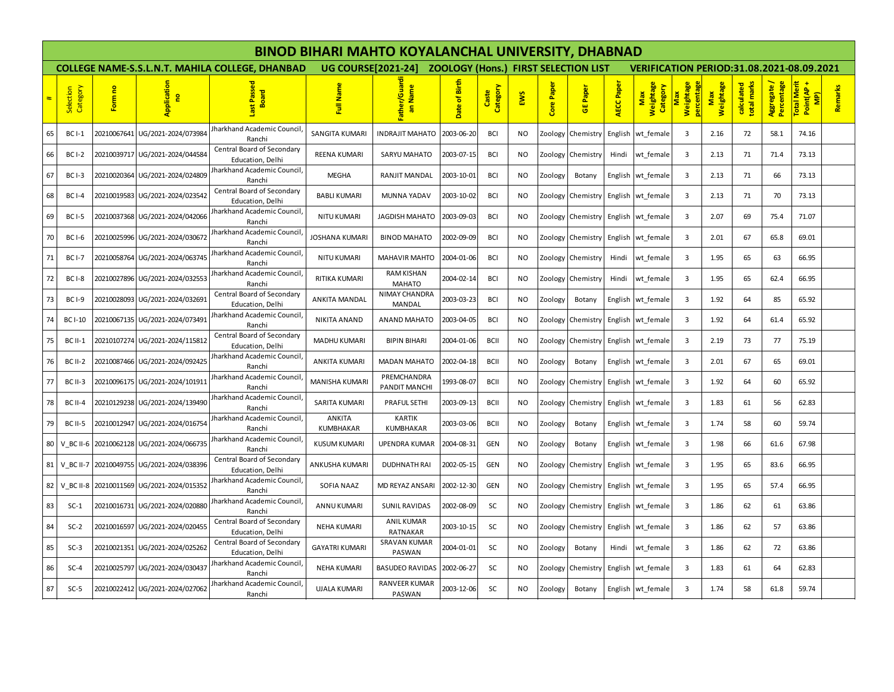# BINOD BIHARI MAHTO KOYALANCHAL UNIVERSITY, DHABNAD

## COLLEGE NAME-S.S.L.N.T. MAHILA COLLEGE, DHANBAD UG COURSE[2021-24] ZOOLOGY (Hons.) FIRST SELECTION LIST VERIFICATION PERIOD:31.08.2021-08.09.2021

| # | Selection Category | Form no | Application no | Last Passed Board | Full Name | Father/Guardian Name | Date of Birth | Caste Category | EWS | Core Paper | GE Paper | AECC Paper | Max Weightage Category | Max Weightage percentage | Max Weightage | calculated total marks | Aggregate / Percentage | Total Merit Point(AP + MP) | Remarks |
|---|---|---|---|---|---|---|---|---|---|---|---|---|---|---|---|---|---|---|---|
| 65 | BC I-1 | 20210067641 | UG/2021-2024/073984 | Jharkhand Academic Council, Ranchi | SANGITA KUMARI | INDRAJIT MAHATO | 2003-06-20 | BCI | NO | Zoology | Chemistry | English | wt_female | 3 | 2.16 | 72 | 58.1 | 74.16 | |
| 66 | BC I-2 | 20210039717 | UG/2021-2024/044584 | Central Board of Secondary Education, Delhi | REENA KUMARI | SARYU MAHATO | 2003-07-15 | BCI | NO | Zoology | Chemistry | Hindi | wt_female | 3 | 2.13 | 71 | 71.4 | 73.13 | |
| 67 | BC I-3 | 20210020364 | UG/2021-2024/024809 | Jharkhand Academic Council, Ranchi | MEGHA | RANJIT MANDAL | 2003-10-01 | BCI | NO | Zoology | Botany | English | wt_female | 3 | 2.13 | 71 | 66 | 73.13 | |
| 68 | BC I-4 | 20210019583 | UG/2021-2024/023542 | Central Board of Secondary Education, Delhi | BABLI KUMARI | MUNNA YADAV | 2003-10-02 | BCI | NO | Zoology | Chemistry | English | wt_female | 3 | 2.13 | 71 | 70 | 73.13 | |
| 69 | BC I-5 | 20210037368 | UG/2021-2024/042066 | Jharkhand Academic Council, Ranchi | NITU KUMARI | JAGDISH MAHATO | 2003-09-03 | BCI | NO | Zoology | Chemistry | English | wt_female | 3 | 2.07 | 69 | 75.4 | 71.07 | |
| 70 | BC I-6 | 20210025996 | UG/2021-2024/030672 | Jharkhand Academic Council, Ranchi | JOSHANA KUMARI | BINOD MAHATO | 2002-09-09 | BCI | NO | Zoology | Chemistry | English | wt_female | 3 | 2.01 | 67 | 65.8 | 69.01 | |
| 71 | BC I-7 | 20210058764 | UG/2021-2024/063745 | Jharkhand Academic Council, Ranchi | NITU KUMARI | MAHAVIR MAHTO | 2004-01-06 | BCI | NO | Zoology | Chemistry | Hindi | wt_female | 3 | 1.95 | 65 | 63 | 66.95 | |
| 72 | BC I-8 | 20210027896 | UG/2021-2024/032553 | Jharkhand Academic Council, Ranchi | RITIKA KUMARI | RAM KISHAN MAHATO | 2004-02-14 | BCI | NO | Zoology | Chemistry | Hindi | wt_female | 3 | 1.95 | 65 | 62.4 | 66.95 | |
| 73 | BC I-9 | 20210028093 | UG/2021-2024/032691 | Central Board of Secondary Education, Delhi | ANKITA MANDAL | NIMAY CHANDRA MANDAL | 2003-03-23 | BCI | NO | Zoology | Botany | English | wt_female | 3 | 1.92 | 64 | 85 | 65.92 | |
| 74 | BC I-10 | 20210067135 | UG/2021-2024/073491 | Jharkhand Academic Council, Ranchi | NIKITA ANAND | ANAND MAHATO | 2003-04-05 | BCI | NO | Zoology | Chemistry | English | wt_female | 3 | 1.92 | 64 | 61.4 | 65.92 | |
| 75 | BC II-1 | 20210107274 | UG/2021-2024/115812 | Central Board of Secondary Education, Delhi | MADHU KUMARI | BIPIN BIHARI | 2004-01-06 | BCII | NO | Zoology | Chemistry | English | wt_female | 3 | 2.19 | 73 | 77 | 75.19 | |
| 76 | BC II-2 | 20210087466 | UG/2021-2024/092425 | Jharkhand Academic Council, Ranchi | ANKITA KUMARI | MADAN MAHATO | 2002-04-18 | BCII | NO | Zoology | Botany | English | wt_female | 3 | 2.01 | 67 | 65 | 69.01 | |
| 77 | BC II-3 | 20210096175 | UG/2021-2024/101911 | Jharkhand Academic Council, Ranchi | MANISHA KUMARI | PREMCHANDRA PANDIT MANCHI | 1993-08-07 | BCII | NO | Zoology | Chemistry | English | wt_female | 3 | 1.92 | 64 | 60 | 65.92 | |
| 78 | BC II-4 | 20210129238 | UG/2021-2024/139490 | Jharkhand Academic Council, Ranchi | SARITA KUMARI | PRAFUL SETHI | 2003-09-13 | BCII | NO | Zoology | Chemistry | English | wt_female | 3 | 1.83 | 61 | 56 | 62.83 | |
| 79 | BC II-5 | 20210012947 | UG/2021-2024/016754 | Jharkhand Academic Council, Ranchi | ANKITA KUMBHAKAR | KARTIK KUMBHAKAR | 2003-03-06 | BCII | NO | Zoology | Botany | English | wt_female | 3 | 1.74 | 58 | 60 | 59.74 | |
| 80 | V_BC II-6 | 20210062128 | UG/2021-2024/066735 | Jharkhand Academic Council, Ranchi | KUSUM KUMARI | UPENDRA KUMAR | 2004-08-31 | GEN | NO | Zoology | Botany | English | wt_female | 3 | 1.98 | 66 | 61.6 | 67.98 | |
| 81 | V_BC II-7 | 20210049755 | UG/2021-2024/038396 | Central Board of Secondary Education, Delhi | ANKUSHA KUMARI | DUDHNATH RAI | 2002-05-15 | GEN | NO | Zoology | Chemistry | English | wt_female | 3 | 1.95 | 65 | 83.6 | 66.95 | |
| 82 | V_BC II-8 | 20210011569 | UG/2021-2024/015352 | Jharkhand Academic Council, Ranchi | SOFIA NAAZ | MD REYAZ ANSARI | 2002-12-30 | GEN | NO | Zoology | Chemistry | English | wt_female | 3 | 1.95 | 65 | 57.4 | 66.95 | |
| 83 | SC-1 | 20210016731 | UG/2021-2024/020880 | Jharkhand Academic Council, Ranchi | ANNU KUMARI | SUNIL RAVIDAS | 2002-08-09 | SC | NO | Zoology | Chemistry | English | wt_female | 3 | 1.86 | 62 | 61 | 63.86 | |
| 84 | SC-2 | 20210016597 | UG/2021-2024/020455 | Central Board of Secondary Education, Delhi | NEHA KUMARI | ANIL KUMAR RATNAKAR | 2003-10-15 | SC | NO | Zoology | Chemistry | English | wt_female | 3 | 1.86 | 62 | 57 | 63.86 | |
| 85 | SC-3 | 20210021351 | UG/2021-2024/025262 | Central Board of Secondary Education, Delhi | GAYATRI KUMARI | SRAVAN KUMAR PASWAN | 2004-01-01 | SC | NO | Zoology | Botany | Hindi | wt_female | 3 | 1.86 | 62 | 72 | 63.86 | |
| 86 | SC-4 | 20210025797 | UG/2021-2024/030437 | Jharkhand Academic Council, Ranchi | NEHA KUMARI | BASUDEO RAVIDAS | 2002-06-27 | SC | NO | Zoology | Chemistry | English | wt_female | 3 | 1.83 | 61 | 64 | 62.83 | |
| 87 | SC-5 | 20210022412 | UG/2021-2024/027062 | Jharkhand Academic Council, Ranchi | UJALA KUMARI | RANVEER KUMAR PASWAN | 2003-12-06 | SC | NO | Zoology | Botany | English | wt_female | 3 | 1.74 | 58 | 61.8 | 59.74 | |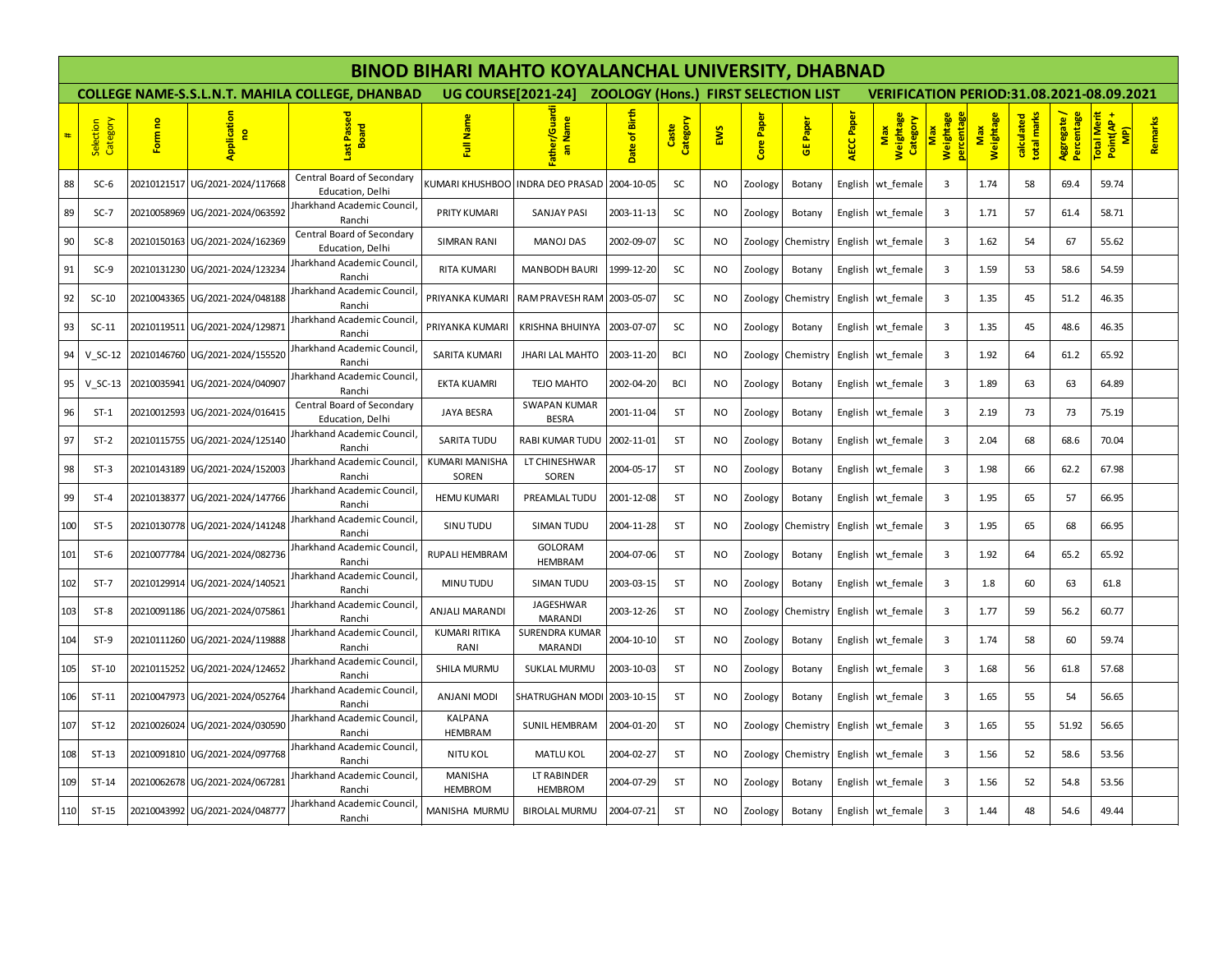# BINOD BIHARI MAHTO KOYALANCHAL UNIVERSITY, DHABNAD

**COLLEGE NAME-S.S.L.N.T. MAHILA COLLEGE, DHANBAD UG COURSE[2021-24] ZOOLOGY (Hons.) FIRST SELECTION LIST VERIFICATION PERIOD:31.08.2021-08.09.2021**

| # | Selection Category | Form no | Application no | Last Passed Board | Full Name | Father/Guardian Name | Date of Birth | Caste Category | EWS | Core Paper | GE Paper | AECC Paper | Max Weightage Category | Max Weightage percentage | Max Weightage | calculated total marks | Aggregate / Percentage | Total Merit Point(AP + MP) | Remarks |
|---|---|---|---|---|---|---|---|---|---|---|---|---|---|---|---|---|---|---|---|
| 88 | SC-6 | 20210121517 | UG/2021-2024/117668 | Central Board of Secondary Education, Delhi | KUMARI KHUSHBOO | INDRA DEO PRASAD | 2004-10-05 | SC | NO | Zoology | Botany | English | wt_female | 3 | 1.74 | 58 | 69.4 | 59.74 | |
| 89 | SC-7 | 20210058969 | UG/2021-2024/063592 | Jharkhand Academic Council, Ranchi | PRITY KUMARI | SANJAY PASI | 2003-11-13 | SC | NO | Zoology | Botany | English | wt_female | 3 | 1.71 | 57 | 61.4 | 58.71 | |
| 90 | SC-8 | 20210150163 | UG/2021-2024/162369 | Central Board of Secondary Education, Delhi | SIMRAN RANI | MANOJ DAS | 2002-09-07 | SC | NO | Zoology | Chemistry | English | wt_female | 3 | 1.62 | 54 | 67 | 55.62 | |
| 91 | SC-9 | 20210131230 | UG/2021-2024/123234 | Jharkhand Academic Council, Ranchi | RITA KUMARI | MANBODH BAURI | 1999-12-20 | SC | NO | Zoology | Botany | English | wt_female | 3 | 1.59 | 53 | 58.6 | 54.59 | |
| 92 | SC-10 | 20210043365 | UG/2021-2024/048188 | Jharkhand Academic Council, Ranchi | PRIYANKA KUMARI | RAM PRAVESH RAM | 2003-05-07 | SC | NO | Zoology | Chemistry | English | wt_female | 3 | 1.35 | 45 | 51.2 | 46.35 | |
| 93 | SC-11 | 20210119511 | UG/2021-2024/129871 | Jharkhand Academic Council, Ranchi | PRIYANKA KUMARI | KRISHNA BHUINYA | 2003-07-07 | SC | NO | Zoology | Botany | English | wt_female | 3 | 1.35 | 45 | 48.6 | 46.35 | |
| 94 | V_SC-12 | 20210146760 | UG/2021-2024/155520 | Jharkhand Academic Council, Ranchi | SARITA KUMARI | JHARI LAL MAHTO | 2003-11-20 | BCI | NO | Zoology | Chemistry | English | wt_female | 3 | 1.92 | 64 | 61.2 | 65.92 | |
| 95 | V_SC-13 | 20210035941 | UG/2021-2024/040907 | Jharkhand Academic Council, Ranchi | EKTA KUAMRI | TEJO MAHTO | 2002-04-20 | BCI | NO | Zoology | Botany | English | wt_female | 3 | 1.89 | 63 | 63 | 64.89 | |
| 96 | ST-1 | 20210012593 | UG/2021-2024/016415 | Central Board of Secondary Education, Delhi | JAYA BESRA | SWAPAN KUMAR BESRA | 2001-11-04 | ST | NO | Zoology | Botany | English | wt_female | 3 | 2.19 | 73 | 73 | 75.19 | |
| 97 | ST-2 | 20210115755 | UG/2021-2024/125140 | Jharkhand Academic Council, Ranchi | SARITA TUDU | RABI KUMAR TUDU | 2002-11-01 | ST | NO | Zoology | Botany | English | wt_female | 3 | 2.04 | 68 | 68.6 | 70.04 | |
| 98 | ST-3 | 20210143189 | UG/2021-2024/152003 | Jharkhand Academic Council, Ranchi | KUMARI MANISHA SOREN | LT CHINESHWAR SOREN | 2004-05-17 | ST | NO | Zoology | Botany | English | wt_female | 3 | 1.98 | 66 | 62.2 | 67.98 | |
| 99 | ST-4 | 20210138377 | UG/2021-2024/147766 | Jharkhand Academic Council, Ranchi | HEMU KUMARI | PREAMLAL TUDU | 2001-12-08 | ST | NO | Zoology | Botany | English | wt_female | 3 | 1.95 | 65 | 57 | 66.95 | |
| 100 | ST-5 | 20210130778 | UG/2021-2024/141248 | Jharkhand Academic Council, Ranchi | SINU TUDU | SIMAN TUDU | 2004-11-28 | ST | NO | Zoology | Chemistry | English | wt_female | 3 | 1.95 | 65 | 68 | 66.95 | |
| 101 | ST-6 | 20210077784 | UG/2021-2024/082736 | Jharkhand Academic Council, Ranchi | RUPALI HEMBRAM | GOLORAM HEMBRAM | 2004-07-06 | ST | NO | Zoology | Botany | English | wt_female | 3 | 1.92 | 64 | 65.2 | 65.92 | |
| 102 | ST-7 | 20210129914 | UG/2021-2024/140521 | Jharkhand Academic Council, Ranchi | MINU TUDU | SIMAN TUDU | 2003-03-15 | ST | NO | Zoology | Botany | English | wt_female | 3 | 1.8 | 60 | 63 | 61.8 | |
| 103 | ST-8 | 20210091186 | UG/2021-2024/075861 | Jharkhand Academic Council, Ranchi | ANJALI MARANDI | JAGESHWAR MARANDI | 2003-12-26 | ST | NO | Zoology | Chemistry | English | wt_female | 3 | 1.77 | 59 | 56.2 | 60.77 | |
| 104 | ST-9 | 20210111260 | UG/2021-2024/119888 | Jharkhand Academic Council, Ranchi | KUMARI RITIKA RANI | SURENDRA KUMAR MARANDI | 2004-10-10 | ST | NO | Zoology | Botany | English | wt_female | 3 | 1.74 | 58 | 60 | 59.74 | |
| 105 | ST-10 | 20210115252 | UG/2021-2024/124652 | Jharkhand Academic Council, Ranchi | SHILA MURMU | SUKLAL MURMU | 2003-10-03 | ST | NO | Zoology | Botany | English | wt_female | 3 | 1.68 | 56 | 61.8 | 57.68 | |
| 106 | ST-11 | 20210047973 | UG/2021-2024/052764 | Jharkhand Academic Council, Ranchi | ANJANI MODI | SHATRUGHAN MODI | 2003-10-15 | ST | NO | Zoology | Botany | English | wt_female | 3 | 1.65 | 55 | 54 | 56.65 | |
| 107 | ST-12 | 20210026024 | UG/2021-2024/030590 | Jharkhand Academic Council, Ranchi | KALPANA HEMBRAM | SUNIL HEMBRAM | 2004-01-20 | ST | NO | Zoology | Chemistry | English | wt_female | 3 | 1.65 | 55 | 51.92 | 56.65 | |
| 108 | ST-13 | 20210091810 | UG/2021-2024/097768 | Jharkhand Academic Council, Ranchi | NITU KOL | MATLU KOL | 2004-02-27 | ST | NO | Zoology | Chemistry | English | wt_female | 3 | 1.56 | 52 | 58.6 | 53.56 | |
| 109 | ST-14 | 20210062678 | UG/2021-2024/067281 | Jharkhand Academic Council, Ranchi | MANISHA HEMBROM | LT RABINDER HEMBROM | 2004-07-29 | ST | NO | Zoology | Botany | English | wt_female | 3 | 1.56 | 52 | 54.8 | 53.56 | |
| 110 | ST-15 | 20210043992 | UG/2021-2024/048777 | Jharkhand Academic Council, Ranchi | MANISHA MURMU | BIROLAL MURMU | 2004-07-21 | ST | NO | Zoology | Botany | English | wt_female | 3 | 1.44 | 48 | 54.6 | 49.44 | |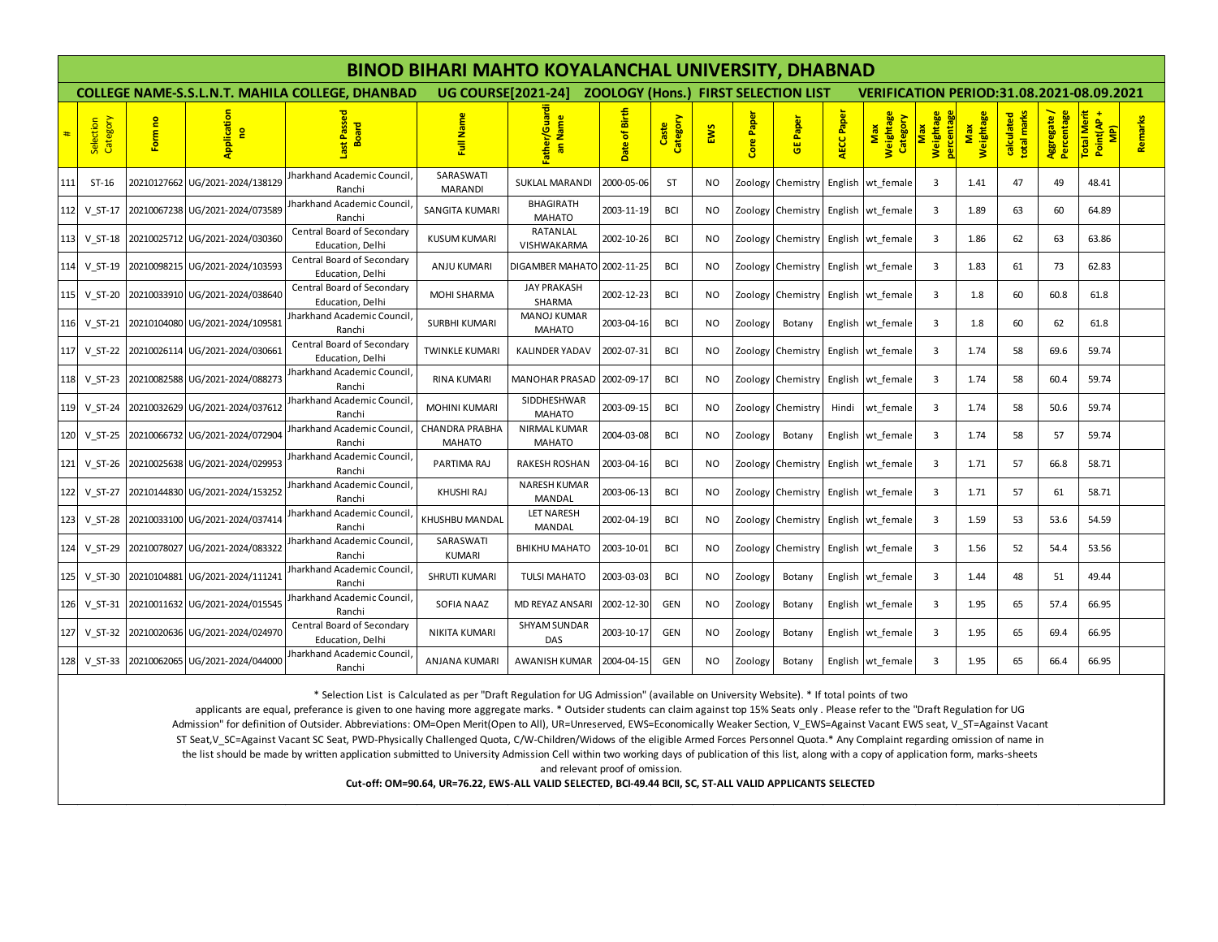# BINOD BIHARI MAHTO KOYALANCHAL UNIVERSITY, DHABNAD

**COLLEGE NAME-S.S.L.N.T. MAHILA COLLEGE, DHANBAD UG COURSE[2021-24] ZOOLOGY (Hons.) FIRST SELECTION LIST VERIFICATION PERIOD:31.08.2021-08.09.2021**

| # | Selection Category | Form no | Application no | Last Passed Board | Full Name | Father/Guardian Name | Date of Birth | Caste Category | EWS | Core Paper | GE Paper | AECC Paper | Max Weightage Category | Max Weightage percentage | Max Weightage | calculated total marks | Aggregate / Percentage | Total Merit Point(AP + MP) | Remarks |
|---|---|---|---|---|---|---|---|---|---|---|---|---|---|---|---|---|---|---|---|
| 111 | ST-16 | 20210127662 | UG/2021-2024/138129 | Jharkhand Academic Council, Ranchi | SARASWATI MARANDI | SUKLAL MARANDI | 2000-05-06 | ST | NO | Zoology | Chemistry | English | wt_female | 3 | 1.41 | 47 | 49 | 48.41 | |
| 112 | V_ST-17 | 20210067238 | UG/2021-2024/073589 | Jharkhand Academic Council, Ranchi | SANGITA KUMARI | BHAGIRATH MAHATO | 2003-11-19 | BCI | NO | Zoology | Chemistry | English | wt_female | 3 | 1.89 | 63 | 60 | 64.89 | |
| 113 | V_ST-18 | 20210025712 | UG/2021-2024/030360 | Central Board of Secondary Education, Delhi | KUSUM KUMARI | RATANLAL VISHWAKARMA | 2002-10-26 | BCI | NO | Zoology | Chemistry | English | wt_female | 3 | 1.86 | 62 | 63 | 63.86 | |
| 114 | V_ST-19 | 20210098215 | UG/2021-2024/103593 | Central Board of Secondary Education, Delhi | ANJU KUMARI | DIGAMBER MAHATO | 2002-11-25 | BCI | NO | Zoology | Chemistry | English | wt_female | 3 | 1.83 | 61 | 73 | 62.83 | |
| 115 | V_ST-20 | 20210033910 | UG/2021-2024/038640 | Central Board of Secondary Education, Delhi | MOHI SHARMA | JAY PRAKASH SHARMA | 2002-12-23 | BCI | NO | Zoology | Chemistry | English | wt_female | 3 | 1.8 | 60 | 60.8 | 61.8 | |
| 116 | V_ST-21 | 20210104080 | UG/2021-2024/109581 | Jharkhand Academic Council, Ranchi | SURBHI KUMARI | MANOJ KUMAR MAHATO | 2003-04-16 | BCI | NO | Zoology | Botany | English | wt_female | 3 | 1.8 | 60 | 62 | 61.8 | |
| 117 | V_ST-22 | 20210026114 | UG/2021-2024/030661 | Central Board of Secondary Education, Delhi | TWINKLE KUMARI | KALINDER YADAV | 2002-07-31 | BCI | NO | Zoology | Chemistry | English | wt_female | 3 | 1.74 | 58 | 69.6 | 59.74 | |
| 118 | V_ST-23 | 20210082588 | UG/2021-2024/088273 | Jharkhand Academic Council, Ranchi | RINA KUMARI | MANOHAR PRASAD | 2002-09-17 | BCI | NO | Zoology | Chemistry | English | wt_female | 3 | 1.74 | 58 | 60.4 | 59.74 | |
| 119 | V_ST-24 | 20210032629 | UG/2021-2024/037612 | Jharkhand Academic Council, Ranchi | MOHINI KUMARI | SIDDHESHWAR MAHATO | 2003-09-15 | BCI | NO | Zoology | Chemistry | Hindi | wt_female | 3 | 1.74 | 58 | 50.6 | 59.74 | |
| 120 | V_ST-25 | 20210066732 | UG/2021-2024/072904 | Jharkhand Academic Council, Ranchi | CHANDRA PRABHA MAHATO | NIRMAL KUMAR MAHATO | 2004-03-08 | BCI | NO | Zoology | Botany | English | wt_female | 3 | 1.74 | 58 | 57 | 59.74 | |
| 121 | V_ST-26 | 20210025638 | UG/2021-2024/029953 | Jharkhand Academic Council, Ranchi | PARTIMA RAJ | RAKESH ROSHAN | 2003-04-16 | BCI | NO | Zoology | Chemistry | English | wt_female | 3 | 1.71 | 57 | 66.8 | 58.71 | |
| 122 | V_ST-27 | 20210144830 | UG/2021-2024/153252 | Jharkhand Academic Council, Ranchi | KHUSHI RAJ | NARESH KUMAR MANDAL | 2003-06-13 | BCI | NO | Zoology | Chemistry | English | wt_female | 3 | 1.71 | 57 | 61 | 58.71 | |
| 123 | V_ST-28 | 20210033100 | UG/2021-2024/037414 | Jharkhand Academic Council, Ranchi | KHUSHBU MANDAL | LET NARESH MANDAL | 2002-04-19 | BCI | NO | Zoology | Chemistry | English | wt_female | 3 | 1.59 | 53 | 53.6 | 54.59 | |
| 124 | V_ST-29 | 20210078027 | UG/2021-2024/083322 | Jharkhand Academic Council, Ranchi | SARASWATI KUMARI | BHIKHU MAHATO | 2003-10-01 | BCI | NO | Zoology | Chemistry | English | wt_female | 3 | 1.56 | 52 | 54.4 | 53.56 | |
| 125 | V_ST-30 | 20210104881 | UG/2021-2024/111241 | Jharkhand Academic Council, Ranchi | SHRUTI KUMARI | TULSI MAHATO | 2003-03-03 | BCI | NO | Zoology | Botany | English | wt_female | 3 | 1.44 | 48 | 51 | 49.44 | |
| 126 | V_ST-31 | 20210011632 | UG/2021-2024/015545 | Jharkhand Academic Council, Ranchi | SOFIA NAAZ | MD REYAZ ANSARI | 2002-12-30 | GEN | NO | Zoology | Botany | English | wt_female | 3 | 1.95 | 65 | 57.4 | 66.95 | |
| 127 | V_ST-32 | 20210020636 | UG/2021-2024/024970 | Central Board of Secondary Education, Delhi | NIKITA KUMARI | SHYAM SUNDAR DAS | 2003-10-17 | GEN | NO | Zoology | Botany | English | wt_female | 3 | 1.95 | 65 | 69.4 | 66.95 | |
| 128 | V_ST-33 | 20210062065 | UG/2021-2024/044000 | Jharkhand Academic Council, Ranchi | ANJANA KUMARI | AWANISH KUMAR | 2004-04-15 | GEN | NO | Zoology | Botany | English | wt_female | 3 | 1.95 | 65 | 66.4 | 66.95 | |

* Selection List is Calculated as per "Draft Regulation for UG Admission" (available on University Website). * If total points of two applicants are equal, preferance is given to one having more aggregate marks. * Outsider students can claim against top 15% Seats only . Please refer to the "Draft Regulation for UG Admission" for definition of Outsider. Abbreviations: OM=Open Merit(Open to All), UR=Unreserved, EWS=Economically Weaker Section, V_EWS=Against Vacant EWS seat, V_ST=Against Vacant ST Seat,V_SC=Against Vacant SC Seat, PWD-Physically Challenged Quota, C/W-Children/Widows of the eligible Armed Forces Personnel Quota.* Any Complaint regarding omission of name in the list should be made by written application submitted to University Admission Cell within two working days of publication of this list, along with a copy of application form, marks-sheets and relevant proof of omission.

**Cut-off: OM=90.64, UR=76.22, EWS-ALL VALID SELECTED, BCI-49.44 BCII, SC, ST-ALL VALID APPLICANTS SELECTED**